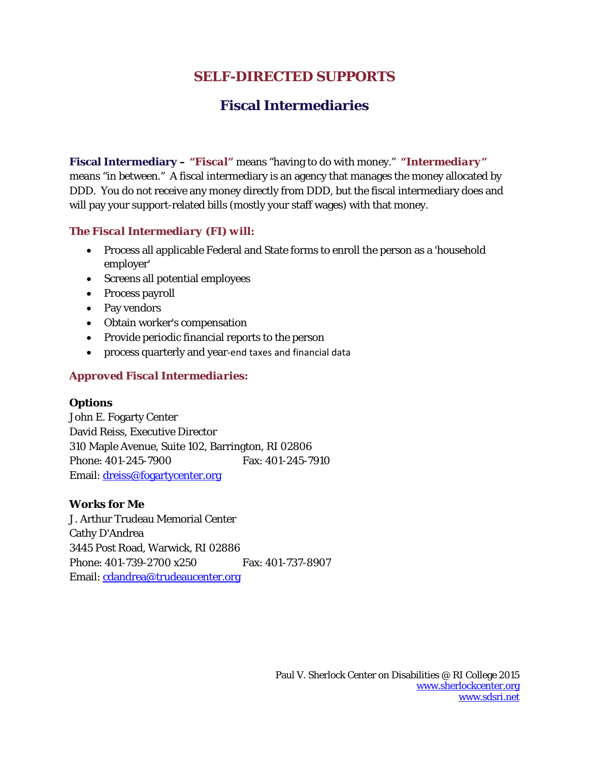# SELF-DIRECTED SUPPORTS

## Fiscal Intermediaries

**Fiscal Intermediary – *"Fiscal"*** means "having to do with money." ***"Intermediary"*** means "in between." A fiscal intermediary is an agency that manages the money allocated by DDD. You do not receive any money directly from DDD, but the fiscal intermediary does and will pay your support-related bills (mostly your staff wages) with that money.

### *The Fiscal Intermediary (FI) will:*

- Process all applicable Federal and State forms to enroll the person as a 'household employer'
- Screens all potential employees
- Process payroll
- Pay vendors
- Obtain worker's compensation
- Provide periodic financial reports to the person
- process quarterly and year-end taxes and financial data

### *Approved Fiscal Intermediaries:*

**Options**
John E. Fogarty Center
David Reiss, Executive Director
310 Maple Avenue, Suite 102, Barrington, RI 02806
Phone: 401-245-7900 Fax: 401-245-7910
Email: dreiss@fogartycenter.org

**Works for Me**
J. Arthur Trudeau Memorial Center
Cathy D'Andrea
3445 Post Road, Warwick, RI 02886
Phone: 401-739-2700 x250 Fax: 401-737-8907
Email: cdandrea@trudeaucenter.org

Paul V. Sherlock Center on Disabilities @ RI College 2015
www.sherlockcenter.org
www.sdsri.net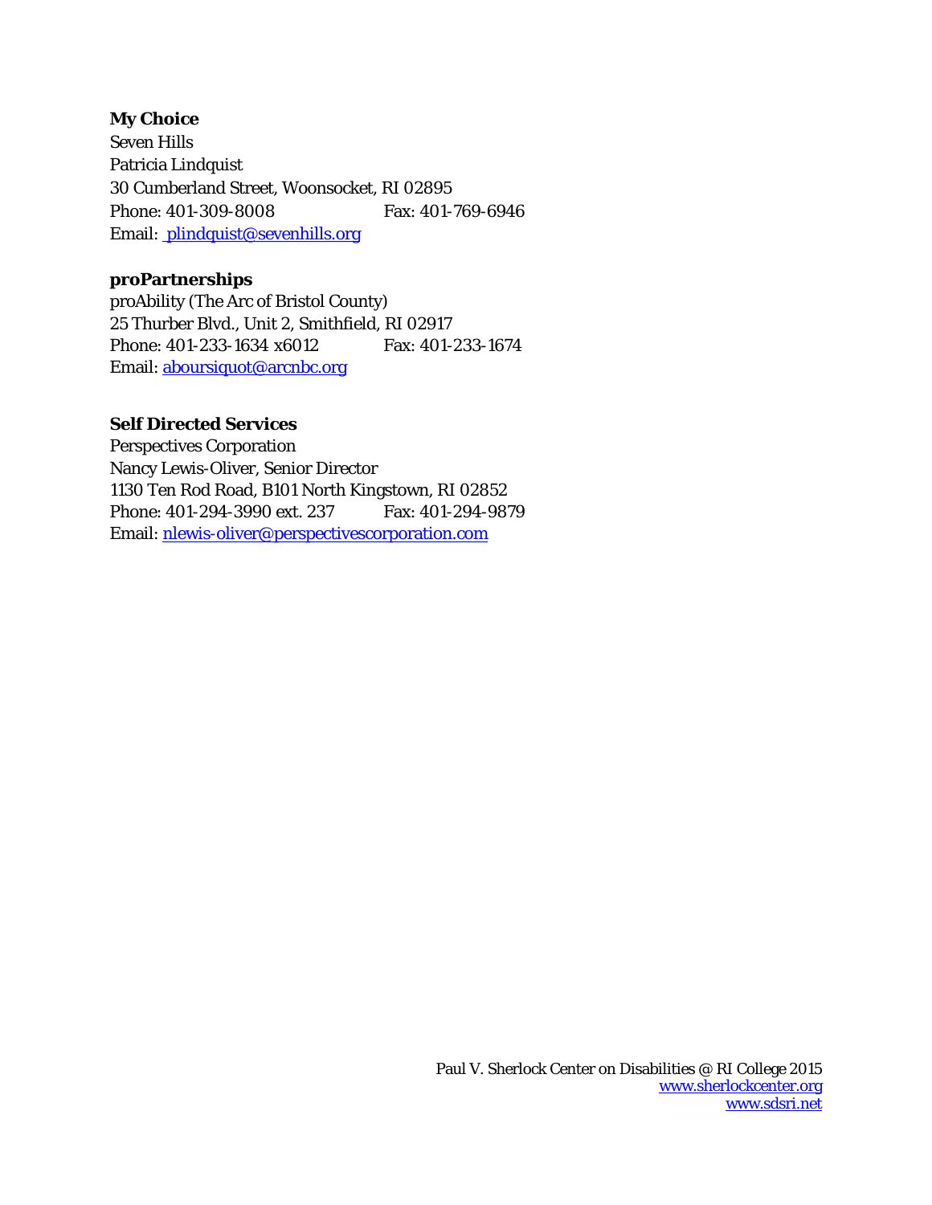**My Choice**
Seven Hills
Patricia Lindquist
30 Cumberland Street, Woonsocket, RI 02895
Phone: 401-309-8008 Fax: 401-769-6946
Email: plindquist@sevenhills.org

**proPartnerships**
proAbility (The Arc of Bristol County)
25 Thurber Blvd., Unit 2, Smithfield, RI 02917
Phone: 401-233-1634 x6012 Fax: 401-233-1674
Email: aboursiquot@arcnbc.org

**Self Directed Services**
Perspectives Corporation
Nancy Lewis-Oliver, Senior Director
1130 Ten Rod Road, B101 North Kingstown, RI 02852
Phone: 401-294-3990 ext. 237 Fax: 401-294-9879
Email: nlewis-oliver@perspectivescorporation.com

Paul V. Sherlock Center on Disabilities @ RI College 2015
www.sherlockcenter.org
www.sdsri.net